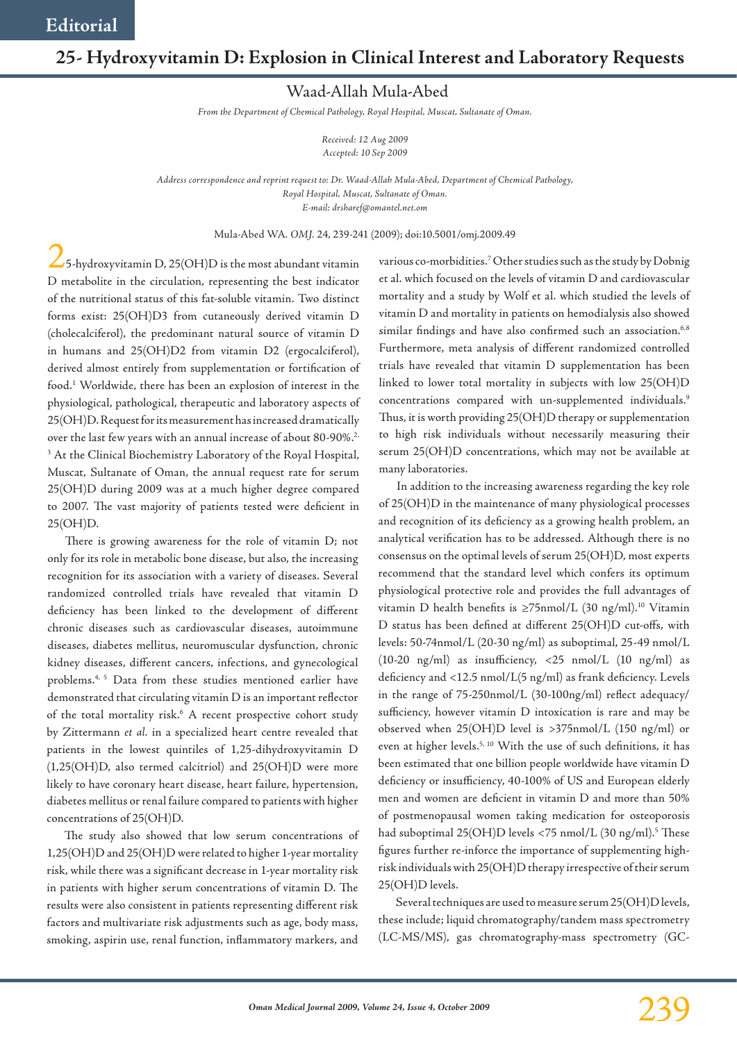Editorial

# 25- Hydroxyvitamin D: Explosion in Clinical Interest and Laboratory Requests

Waad-Allah Mula-Abed

*From the Department of Chemical Pathology, Royal Hospital, Muscat, Sultanate of Oman.*

*Received: 12 Aug 2009*
*Accepted: 10 Sep 2009*

*Address correspondence and reprint request to: Dr. Waad-Allah Mula-Abed, Department of Chemical Pathology, Royal Hospital, Muscat, Sultanate of Oman.*
*E-mail: drsharef@omantel.net.om*

Mula-Abed WA. *OMJ.* 24, 239-241 (2009); doi:10.5001/omj.2009.49

25-hydroxyvitamin D, 25(OH)D is the most abundant vitamin D metabolite in the circulation, representing the best indicator of the nutritional status of this fat-soluble vitamin. Two distinct forms exist: 25(OH)D3 from cutaneously derived vitamin D (cholecalciferol), the predominant natural source of vitamin D in humans and 25(OH)D2 from vitamin D2 (ergocalciferol), derived almost entirely from supplementation or fortification of food.[1] Worldwide, there has been an explosion of interest in the physiological, pathological, therapeutic and laboratory aspects of 25(OH)D. Request for its measurement has increased dramatically over the last few years with an annual increase of about 80-90%.[2,3] At the Clinical Biochemistry Laboratory of the Royal Hospital, Muscat, Sultanate of Oman, the annual request rate for serum 25(OH)D during 2009 was at a much higher degree compared to 2007. The vast majority of patients tested were deficient in 25(OH)D.

There is growing awareness for the role of vitamin D; not only for its role in metabolic bone disease, but also, the increasing recognition for its association with a variety of diseases. Several randomized controlled trials have revealed that vitamin D deficiency has been linked to the development of different chronic diseases such as cardiovascular diseases, autoimmune diseases, diabetes mellitus, neuromuscular dysfunction, chronic kidney diseases, different cancers, infections, and gynecological problems.[4, 5] Data from these studies mentioned earlier have demonstrated that circulating vitamin D is an important reflector of the total mortality risk.[6] A recent prospective cohort study by Zittermann *et al*. in a specialized heart centre revealed that patients in the lowest quintiles of 1,25-dihydroxyvitamin D (1,25(OH)D, also termed calcitriol) and 25(OH)D were more likely to have coronary heart disease, heart failure, hypertension, diabetes mellitus or renal failure compared to patients with higher concentrations of 25(OH)D.

The study also showed that low serum concentrations of 1,25(OH)D and 25(OH)D were related to higher 1-year mortality risk, while there was a significant decrease in 1-year mortality risk in patients with higher serum concentrations of vitamin D. The results were also consistent in patients representing different risk factors and multivariate risk adjustments such as age, body mass, smoking, aspirin use, renal function, inflammatory markers, and various co-morbidities.[7] Other studies such as the study by Dobnig et al. which focused on the levels of vitamin D and cardiovascular mortality and a study by Wolf et al. which studied the levels of vitamin D and mortality in patients on hemodialysis also showed similar findings and have also confirmed such an association.[6,8] Furthermore, meta analysis of different randomized controlled trials have revealed that vitamin D supplementation has been linked to lower total mortality in subjects with low 25(OH)D concentrations compared with un-supplemented individuals.[9] Thus, it is worth providing 25(OH)D therapy or supplementation to high risk individuals without necessarily measuring their serum 25(OH)D concentrations, which may not be available at many laboratories.

In addition to the increasing awareness regarding the key role of 25(OH)D in the maintenance of many physiological processes and recognition of its deficiency as a growing health problem, an analytical verification has to be addressed. Although there is no consensus on the optimal levels of serum 25(OH)D, most experts recommend that the standard level which confers its optimum physiological protective role and provides the full advantages of vitamin D health benefits is ≥75nmol/L (30 ng/ml).[10] Vitamin D status has been defined at different 25(OH)D cut-offs, with levels: 50-74nmol/L (20-30 ng/ml) as suboptimal, 25-49 nmol/L (10-20 ng/ml) as insufficiency, <25 nmol/L (10 ng/ml) as deficiency and <12.5 nmol/L(5 ng/ml) as frank deficiency. Levels in the range of 75-250nmol/L (30-100ng/ml) reflect adequacy/sufficiency, however vitamin D intoxication is rare and may be observed when 25(OH)D level is >375nmol/L (150 ng/ml) or even at higher levels.[5, 10] With the use of such definitions, it has been estimated that one billion people worldwide have vitamin D deficiency or insufficiency, 40-100% of US and European elderly men and women are deficient in vitamin D and more than 50% of postmenopausal women taking medication for osteoporosis had suboptimal 25(OH)D levels <75 nmol/L (30 ng/ml).[5] These figures further re-inforce the importance of supplementing high-risk individuals with 25(OH)D therapy irrespective of their serum 25(OH)D levels.

Several techniques are used to measure serum 25(OH)D levels, these include; liquid chromatography/tandem mass spectrometry (LC-MS/MS), gas chromatography-mass spectrometry (GC-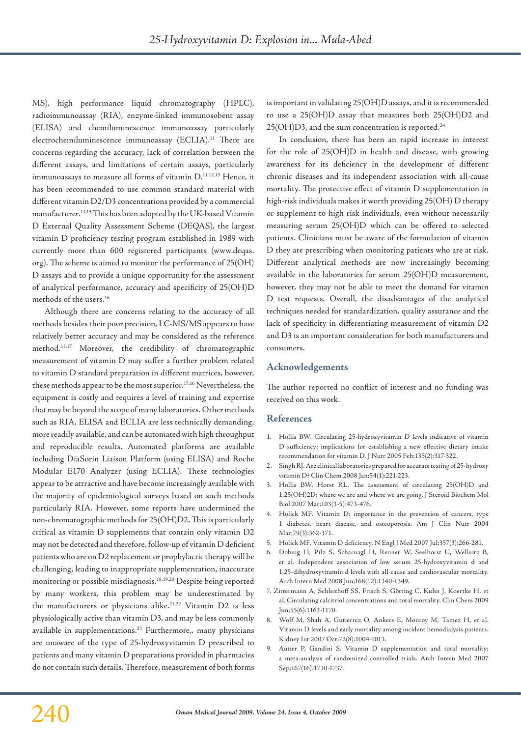MS), high performance liquid chromatography (HPLC), radioimmunoassay (RIA), enzyme-linked immunosobent assay (ELISA) and chemiluminescence immunoassay particularly electrochemiluminescence immunoassay (ECLIA).[11] There are concerns regarding the accuracy, lack of correlation between the different assays, and limitations of certain assays, particularly immunoassays to measure all forms of vitamin D.[11,12,13] Hence, it has been recommended to use common standard material with different vitamin D2/D3 concentrations provided by a commercial manufacturer.[14,15] This has been adopted by the UK-based Vitamin D External Quality Assessment Scheme (DEQAS), the largest vitamin D proficiency testing program established in 1989 with currently more than 600 registered participants (www.deqas.org). The scheme is aimed to monitor the performance of 25(OH) D assays and to provide a unique opportunity for the assessment of analytical performance, accuracy and specificity of 25(OH)D methods of the users.[16]

Although there are concerns relating to the accuracy of all methods besides their poor precision, LC-MS/MS appears to have relatively better accuracy and may be considered as the reference method.[13,17] Moreover, the credibility of chromatographic measurement of vitamin D may suffer a further problem related to vitamin D standard preparation in different matrices, however, these methods appear to be the most superior.[15,16] Nevertheless, the equipment is costly and requires a level of training and expertise that may be beyond the scope of many laboratories. Other methods such as RIA, ELISA and ECLIA are less technically demanding, more readily available, and can be automated with high throughput and reproducible results. Automated platforms are available including DiaSorin Liaison Platform (using ELISA) and Roche Modular E170 Analyzer (using ECLIA). These technologies appear to be attractive and have become increasingly available with the majority of epidemiological surveys based on such methods particularly RIA. However, some reports have undermined the non-chromatographic methods for 25(OH)D2. This is particularly critical as vitamin D supplements that contain only vitamin D2 may not be detected and therefore, follow-up of vitamin D deficient patients who are on D2 replacement or prophylactic therapy will be challenging, leading to inappropriate supplementation, inaccurate monitoring or possible misdiagnosis.[18,19,20] Despite being reported by many workers, this problem may be underestimated by the manufacturers or physicians alike.[21,22] Vitamin D2 is less physiologically active than vitamin D3, and may be less commonly available in supplementations.[23] Furthermore,, many physicians are unaware of the type of 25-hydroxyvitamin D prescribed to patients and many vitamin D preparations provided in pharmacies do not contain such details. Therefore, measurement of both forms is important in validating 25(OH)D assays, and it is recommended to use a 25(OH)D assay that measures both 25(OH)D2 and 25(OH)D3, and the sum concentration is reported.[24]

In conclusion, there has been an rapid increase in interest for the role of 25(OH)D in health and disease, with growing awareness for its deficiency in the development of different chronic diseases and its independent association with all-cause mortality. The protective effect of vitamin D supplementation in high-risk individuals makes it worth providing 25(OH) D therapy or supplement to high risk individuals, even without necessarily measuring serum 25(OH)D which can be offered to selected patients. Clinicians must be aware of the formulation of vitamin D they are prescribing when monitoring patients who are at risk. Different analytical methods are now increasingly becoming available in the laboratories for serum 25(OH)D measurement, however, they may not be able to meet the demand for vitamin D test requests. Overall, the disadvantages of the analytical techniques needed for standardization, quality assurance and the lack of specificity in differentiating measurement of vitamin D2 and D3 is an important consideration for both manufacturers and consumers.

## Acknowledgements

The author reported no conflict of interest and no funding was received on this work.

## References

1. Hollis BW. Circulating 25-hydroxyvitamin D levels indicative of vitamin D sufficiency: implications for establishing a new effective dietary intake recommendation for vitamin D. J Nutr 2005 Feb;135(2):317-322.
2. Singh RJ. Are clinical laboratories prepared for accurate testing of 25-hydroxy vitamin D? Clin Chem 2008 Jan;54(1):221-223.
3. Hollis BW, Horst RL. The assessment of circulating 25(OH)D and 1,25(OH)2D: where we are and where we are going. J Steroid Biochem Mol Biol 2007 Mar;103(3-5):473-476.
4. Holick MF. Vitamin D: importance in the prevention of cancers, type 1 diabetes, heart disease, and osteoporosis. Am J Clin Nutr 2004 Mar;79(3):362-371.
5. Holick MF. Vitamin D deficiency. N Engl J Med 2007 Jul;357(3):266-281.
6. Dobnig H, Pilz S, Scharnagl H, Renner W, Seelhorst U, Wellnitz B, et al. Independent association of low serum 25-hydroxyvitamin d and 1,25-dihydroxyvitamin d levels with all-cause and cardiovascular mortality. Arch Intern Med 2008 Jun;168(12):1340-1349.
7. Zittermann A, Schleithoff SS, Frisch S, Götting C, Kuhn J, Koertke H, et al. Circulating calcitriol concentrations and total mortality. Clin Chem 2009 Jun;55(6):1163-1170.
8. Wolf M, Shah A, Gutierrez O, Ankers E, Monroy M, Tamez H, et al. Vitamin D levels and early mortality among incident hemodialysis patients. Kidney Int 2007 Oct;72(8):1004-1013.
9. Autier P, Gandini S. Vitamin D supplementation and total mortality: a meta-analysis of randomized controlled trials. Arch Intern Med 2007 Sep;167(16):1730-1737.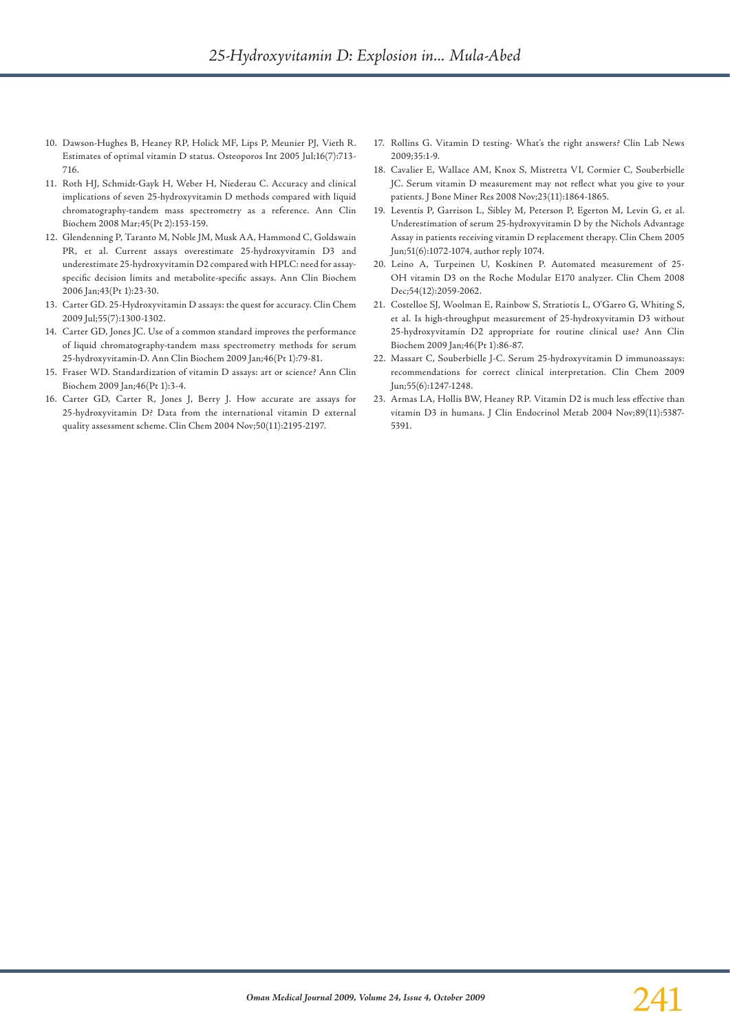10. Dawson-Hughes B, Heaney RP, Holick MF, Lips P, Meunier PJ, Vieth R. Estimates of optimal vitamin D status. Osteoporos Int 2005 Jul;16(7):713-716.
11. Roth HJ, Schmidt-Gayk H, Weber H, Niederau C. Accuracy and clinical implications of seven 25-hydroxyvitamin D methods compared with liquid chromatography-tandem mass spectrometry as a reference. Ann Clin Biochem 2008 Mar;45(Pt 2):153-159.
12. Glendenning P, Taranto M, Noble JM, Musk AA, Hammond C, Goldswain PR, et al. Current assays overestimate 25-hydroxyvitamin D3 and underestimate 25-hydroxyvitamin D2 compared with HPLC: need for assay-specific decision limits and metabolite-specific assays. Ann Clin Biochem 2006 Jan;43(Pt 1):23-30.
13. Carter GD. 25-Hydroxyvitamin D assays: the quest for accuracy. Clin Chem 2009 Jul;55(7):1300-1302.
14. Carter GD, Jones JC. Use of a common standard improves the performance of liquid chromatography-tandem mass spectrometry methods for serum 25-hydroxyvitamin-D. Ann Clin Biochem 2009 Jan;46(Pt 1):79-81.
15. Fraser WD. Standardization of vitamin D assays: art or science? Ann Clin Biochem 2009 Jan;46(Pt 1):3-4.
16. Carter GD, Carter R, Jones J, Berry J. How accurate are assays for 25-hydroxyvitamin D? Data from the international vitamin D external quality assessment scheme. Clin Chem 2004 Nov;50(11):2195-2197.
17. Rollins G. Vitamin D testing- What's the right answers? Clin Lab News 2009;35:1-9.
18. Cavalier E, Wallace AM, Knox S, Mistretta VI, Cormier C, Souberbielle JC. Serum vitamin D measurement may not reflect what you give to your patients. J Bone Miner Res 2008 Nov;23(11):1864-1865.
19. Leventis P, Garrison L, Sibley M, Peterson P, Egerton M, Levin G, et al. Underestimation of serum 25-hydroxyvitamin D by the Nichols Advantage Assay in patients receiving vitamin D replacement therapy. Clin Chem 2005 Jun;51(6):1072-1074, author reply 1074.
20. Leino A, Turpeinen U, Koskinen P. Automated measurement of 25-OH vitamin D3 on the Roche Modular E170 analyzer. Clin Chem 2008 Dec;54(12):2059-2062.
21. Costelloe SJ, Woolman E, Rainbow S, Stratiotis L, O'Garro G, Whiting S, et al. Is high-throughput measurement of 25-hydroxyvitamin D3 without 25-hydroxyvitamin D2 appropriate for routine clinical use? Ann Clin Biochem 2009 Jan;46(Pt 1):86-87.
22. Massart C, Souberbielle J-C. Serum 25-hydroxyvitamin D immunoassays: recommendations for correct clinical interpretation. Clin Chem 2009 Jun;55(6):1247-1248.
23. Armas LA, Hollis BW, Heaney RP. Vitamin D2 is much less effective than vitamin D3 in humans. J Clin Endocrinol Metab 2004 Nov;89(11):5387-5391.